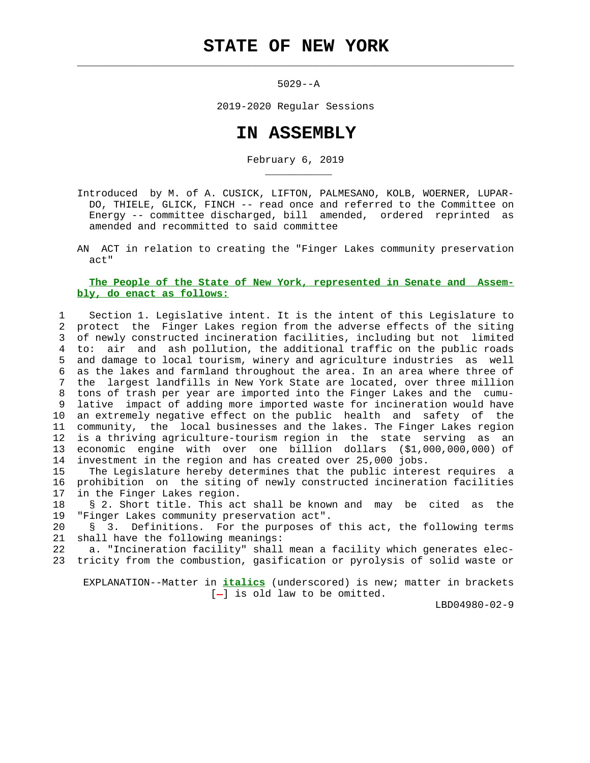# STATE OF NEW YORK

5029--A

2019-2020 Regular Sessions

# IN ASSEMBLY

February 6, 2019

Introduced by M. of A. CUSICK, LIFTON, PALMESANO, KOLB, WOERNER, LUPARDO, THIELE, GLICK, FINCH -- read once and referred to the Committee on Energy -- committee discharged, bill amended, ordered reprinted as amended and recommitted to said committee

AN ACT in relation to creating the "Finger Lakes community preservation act"

**The People of the State of New York, represented in Senate and Assembly, do enact as follows:**

Section 1. Legislative intent. It is the intent of this Legislature to protect the Finger Lakes region from the adverse effects of the siting of newly constructed incineration facilities, including but not limited to: air and ash pollution, the additional traffic on the public roads and damage to local tourism, winery and agriculture industries as well as the lakes and farmland throughout the area. In an area where three of the largest landfills in New York State are located, over three million tons of trash per year are imported into the Finger Lakes and the cumulative impact of adding more imported waste for incineration would have an extremely negative effect on the public health and safety of the community, the local businesses and the lakes. The Finger Lakes region is a thriving agriculture-tourism region in the state serving as an economic engine with over one billion dollars ($1,000,000,000) of investment in the region and has created over 25,000 jobs.

The Legislature hereby determines that the public interest requires a prohibition on the siting of newly constructed incineration facilities in the Finger Lakes region.

§ 2. Short title. This act shall be known and may be cited as the "Finger Lakes community preservation act".

§ 3. Definitions. For the purposes of this act, the following terms shall have the following meanings:

a. "Incineration facility" shall mean a facility which generates electricity from the combustion, gasification or pyrolysis of solid waste or

EXPLANATION--Matter in ***italics*** (underscored) is new; matter in brackets [-] is old law to be omitted.

LBD04980-02-9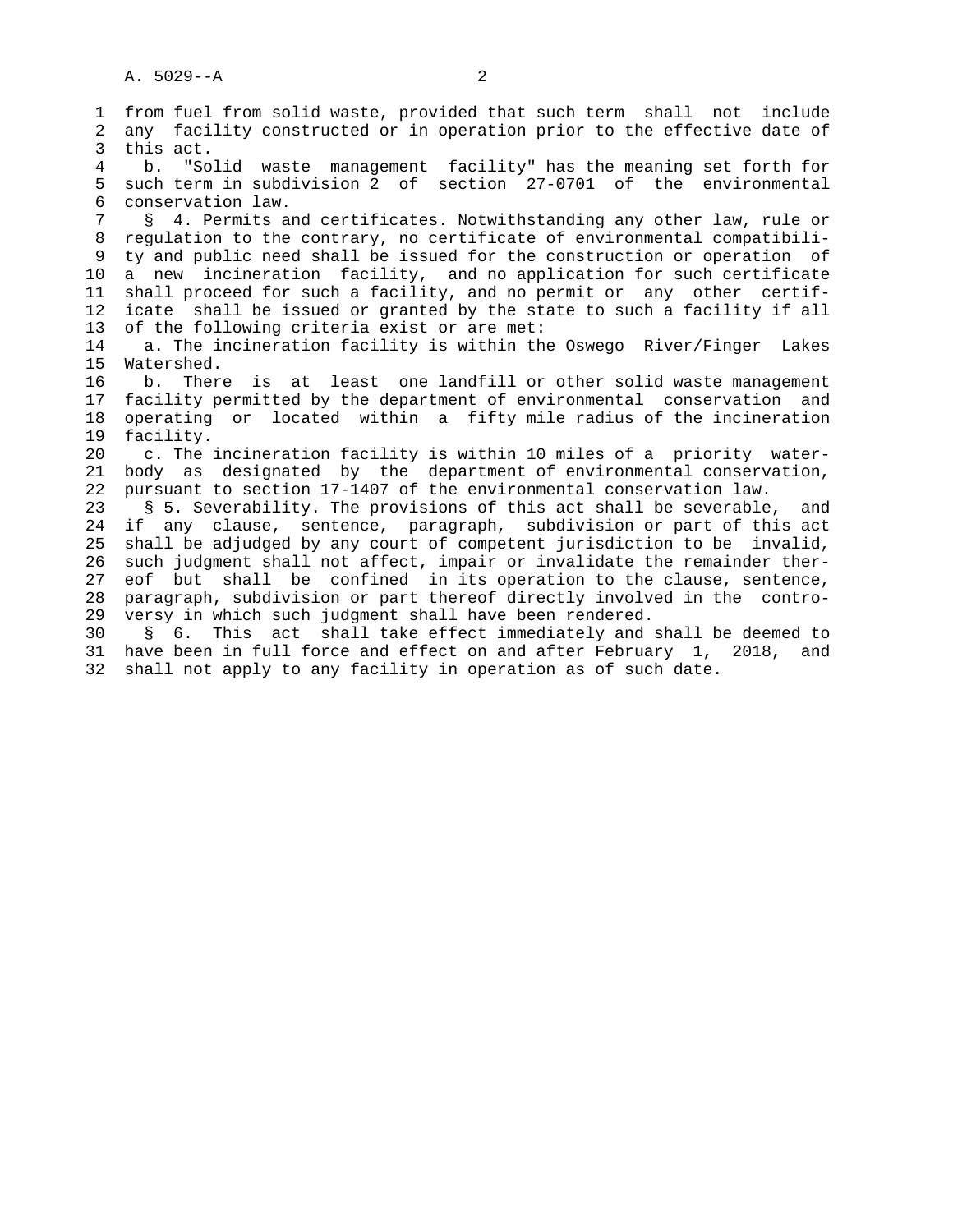from fuel from solid waste, provided that such term shall not include any facility constructed or in operation prior to the effective date of this act.

b. "Solid waste management facility" has the meaning set forth for such term in subdivision 2 of section 27-0701 of the environmental conservation law.

§ 4. Permits and certificates. Notwithstanding any other law, rule or regulation to the contrary, no certificate of environmental compatibility and public need shall be issued for the construction or operation of a new incineration facility, and no application for such certificate shall proceed for such a facility, and no permit or any other certificate shall be issued or granted by the state to such a facility if all of the following criteria exist or are met:

a. The incineration facility is within the Oswego River/Finger Lakes Watershed.

b. There is at least one landfill or other solid waste management facility permitted by the department of environmental conservation and operating or located within a fifty mile radius of the incineration facility.

c. The incineration facility is within 10 miles of a priority waterbody as designated by the department of environmental conservation, pursuant to section 17-1407 of the environmental conservation law.

§ 5. Severability. The provisions of this act shall be severable, and if any clause, sentence, paragraph, subdivision or part of this act shall be adjudged by any court of competent jurisdiction to be invalid, such judgment shall not affect, impair or invalidate the remainder thereof but shall be confined in its operation to the clause, sentence, paragraph, subdivision or part thereof directly involved in the controversy in which such judgment shall have been rendered.

§ 6. This act shall take effect immediately and shall be deemed to have been in full force and effect on and after February 1, 2018, and shall not apply to any facility in operation as of such date.